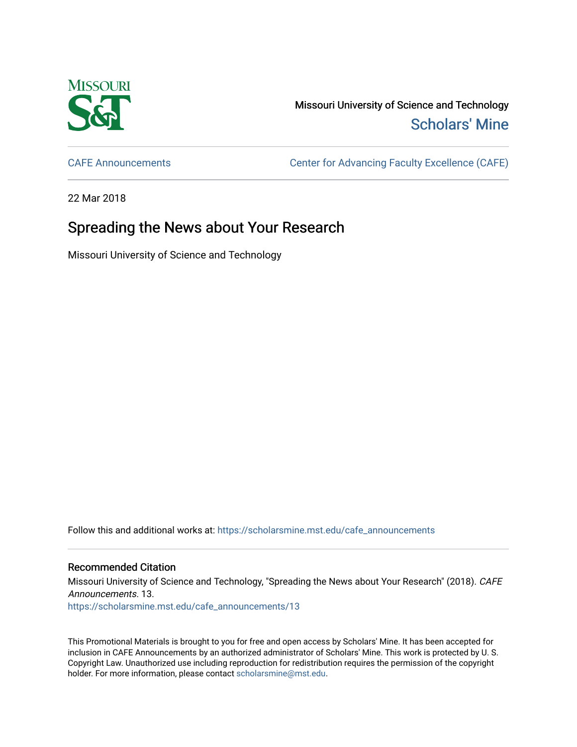Missouri University of Science and Technology

Scholars' Mine

CAFE Announcements

Center for Advancing Faculty Excellence (CAFE)

22 Mar 2018

# Spreading the News about Your Research

Missouri University of Science and Technology

Follow this and additional works at: https://scholarsmine.mst.edu/cafe_announcements

## Recommended Citation

Missouri University of Science and Technology, "Spreading the News about Your Research" (2018). *CAFE Announcements*. 13.
https://scholarsmine.mst.edu/cafe_announcements/13

This Promotional Materials is brought to you for free and open access by Scholars' Mine. It has been accepted for inclusion in CAFE Announcements by an authorized administrator of Scholars' Mine. This work is protected by U. S. Copyright Law. Unauthorized use including reproduction for redistribution requires the permission of the copyright holder. For more information, please contact scholarsmine@mst.edu.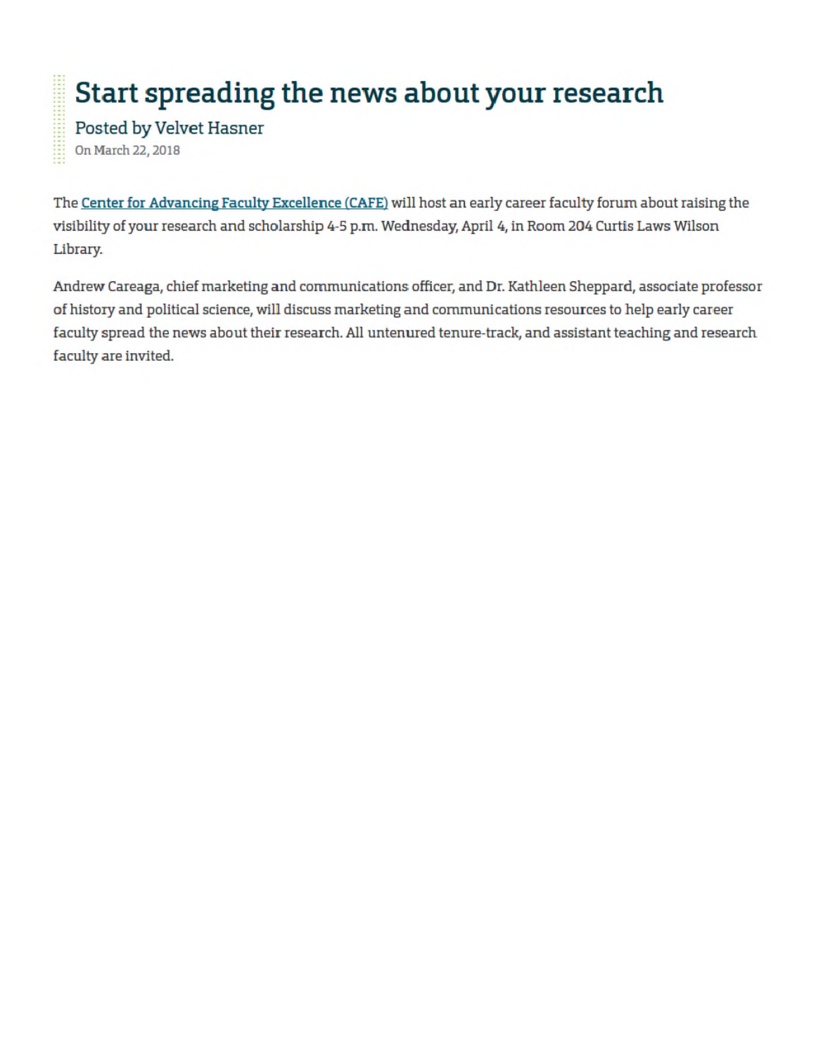# Start spreading the news about your research

Posted by Velvet Hasner

On March 22, 2018

The Center for Advancing Faculty Excellence (CAFE) will host an early career faculty forum about raising the visibility of your research and scholarship 4-5 p.m. Wednesday, April 4, in Room 204 Curtis Laws Wilson Library.

Andrew Careaga, chief marketing and communications officer, and Dr. Kathleen Sheppard, associate professor of history and political science, will discuss marketing and communications resources to help early career faculty spread the news about their research. All untenured tenure-track, and assistant teaching and research faculty are invited.